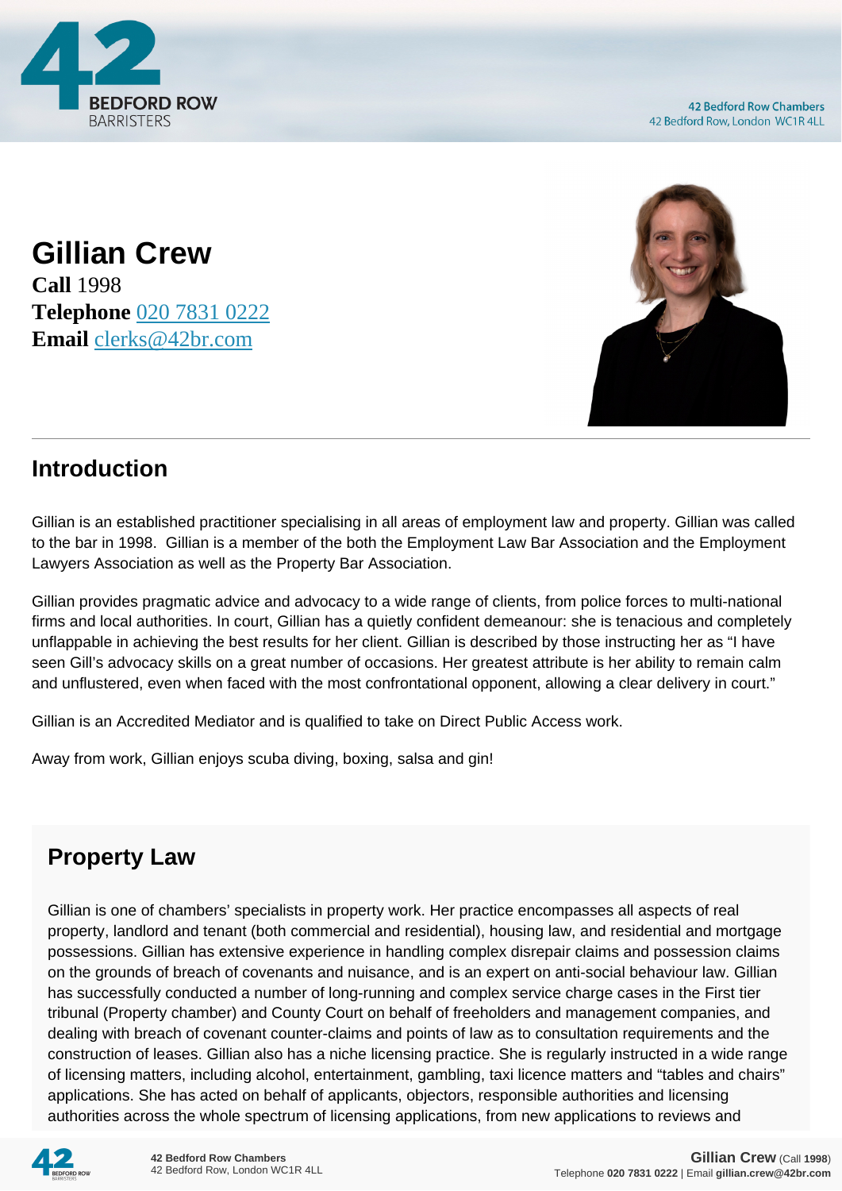# Gillian Crew

**Call** 1998
**Telephone** 020 7831 0222
**Email** clerks@42br.com

## Introduction

Gillian is an established practitioner specialising in all areas of employment law and property. Gillian was called to the bar in 1998. Gillian is a member of the both the Employment Law Bar Association and the Employment Lawyers Association as well as the Property Bar Association.

Gillian provides pragmatic advice and advocacy to a wide range of clients, from police forces to multi-national firms and local authorities. In court, Gillian has a quietly confident demeanour: she is tenacious and completely unflappable in achieving the best results for her client. Gillian is described by those instructing her as "I have seen Gill's advocacy skills on a great number of occasions. Her greatest attribute is her ability to remain calm and unflustered, even when faced with the most confrontational opponent, allowing a clear delivery in court."

Gillian is an Accredited Mediator and is qualified to take on Direct Public Access work.

Away from work, Gillian enjoys scuba diving, boxing, salsa and gin!

## Property Law

Gillian is one of chambers' specialists in property work. Her practice encompasses all aspects of real property, landlord and tenant (both commercial and residential), housing law, and residential and mortgage possessions. Gillian has extensive experience in handling complex disrepair claims and possession claims on the grounds of breach of covenants and nuisance, and is an expert on anti-social behaviour law. Gillian has successfully conducted a number of long-running and complex service charge cases in the First tier tribunal (Property chamber) and County Court on behalf of freeholders and management companies, and dealing with breach of covenant counter-claims and points of law as to consultation requirements and the construction of leases. Gillian also has a niche licensing practice. She is regularly instructed in a wide range of licensing matters, including alcohol, entertainment, gambling, taxi licence matters and "tables and chairs" applications. She has acted on behalf of applicants, objectors, responsible authorities and licensing authorities across the whole spectrum of licensing applications, from new applications to reviews and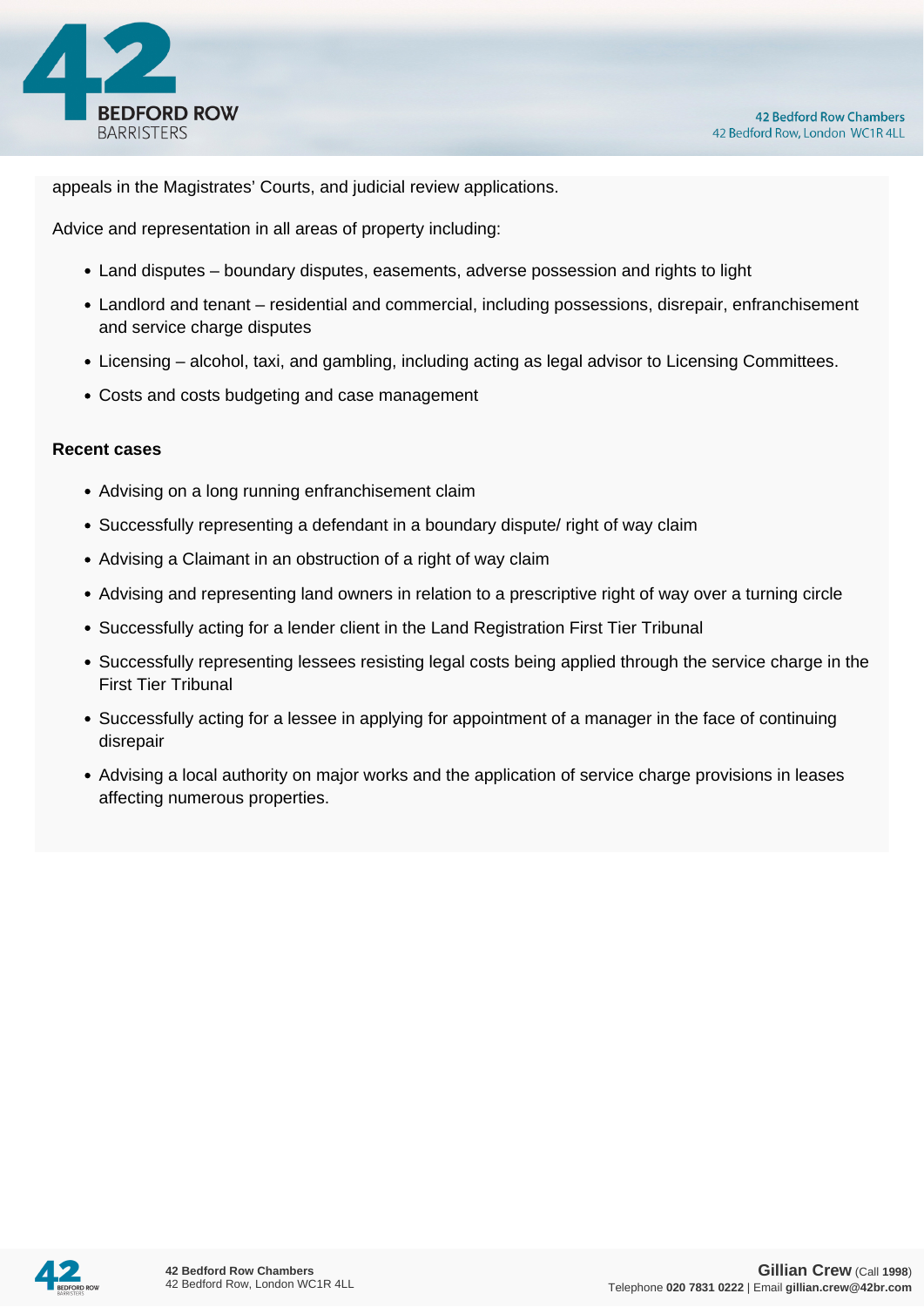appeals in the Magistrates' Courts, and judicial review applications.

Advice and representation in all areas of property including:

- Land disputes – boundary disputes, easements, adverse possession and rights to light
- Landlord and tenant – residential and commercial, including possessions, disrepair, enfranchisement and service charge disputes
- Licensing – alcohol, taxi, and gambling, including acting as legal advisor to Licensing Committees.
- Costs and costs budgeting and case management

**Recent cases**

- Advising on a long running enfranchisement claim
- Successfully representing a defendant in a boundary dispute/ right of way claim
- Advising a Claimant in an obstruction of a right of way claim
- Advising and representing land owners in relation to a prescriptive right of way over a turning circle
- Successfully acting for a lender client in the Land Registration First Tier Tribunal
- Successfully representing lessees resisting legal costs being applied through the service charge in the First Tier Tribunal
- Successfully acting for a lessee in applying for appointment of a manager in the face of continuing disrepair
- Advising a local authority on major works and the application of service charge provisions in leases affecting numerous properties.